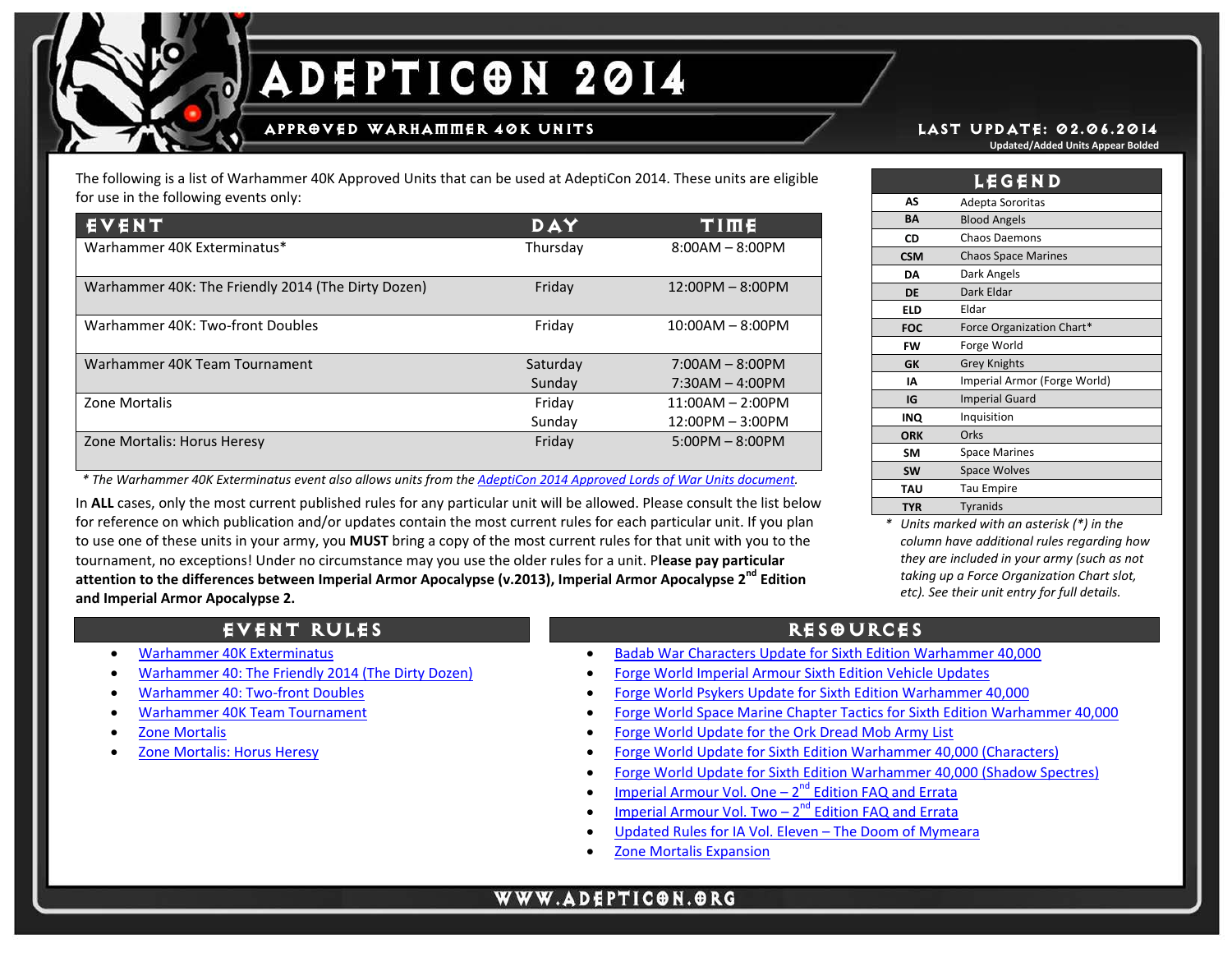# ADEPTICON 2014

## APPROVED WARHAMMER 40K UNITS

**LAST UPDATE: 02.06.2014**

**Updated/Added Units Appear Bolded**

The following is a list of Warhammer 40K Approved Units that can be used at AdeptiCon 2014. These units are eligible for use in the following events only:

| EVENT | DAY | TIME |
|---|---|---|
| Warhammer 40K Exterminatus* | Thursday | 8:00AM – 8:00PM |
| Warhammer 40K: The Friendly 2014 (The Dirty Dozen) | Friday | 12:00PM – 8:00PM |
| Warhammer 40K: Two-front Doubles | Friday | 10:00AM – 8:00PM |
| Warhammer 40K Team Tournament | Saturday<br>Sunday | 7:00AM – 8:00PM<br>7:30AM – 4:00PM |
| Zone Mortalis | Friday<br>Sunday | 11:00AM – 2:00PM<br>12:00PM – 3:00PM |
| Zone Mortalis: Horus Heresy | Friday | 5:00PM – 8:00PM |

*\* The Warhammer 40K Exterminatus event also allows units from the AdeptiCon 2014 Approved Lords of War Units document.*

In **ALL** cases, only the most current published rules for any particular unit will be allowed. Please consult the list below for reference on which publication and/or updates contain the most current rules for each particular unit. If you plan to use one of these units in your army, you **MUST** bring a copy of the most current rules for that unit with you to the tournament, no exceptions! Under no circumstance may you use the older rules for a unit. P**lease pay particular attention to the differences between Imperial Armor Apocalypse (v.2013), Imperial Armor Apocalypse 2nd Edition and Imperial Armor Apocalypse 2.**

## LEGEND

| | |
|---|---|
| AS | Adepta Sororitas |
| BA | Blood Angels |
| CD | Chaos Daemons |
| CSM | Chaos Space Marines |
| DA | Dark Angels |
| DE | Dark Eldar |
| ELD | Eldar |
| FOC | Force Organization Chart* |
| FW | Forge World |
| GK | Grey Knights |
| IA | Imperial Armor (Forge World) |
| IG | Imperial Guard |
| INQ | Inquisition |
| ORK | Orks |
| SM | Space Marines |
| SW | Space Wolves |
| TAU | Tau Empire |
| TYR | Tyranids |

*\* Units marked with an asterisk (\*) in the column have additional rules regarding how they are included in your army (such as not taking up a Force Organization Chart slot, etc). See their unit entry for full details.*

## EVENT RULES

- Warhammer 40K Exterminatus
- Warhammer 40: The Friendly 2014 (The Dirty Dozen)
- Warhammer 40: Two-front Doubles
- Warhammer 40K Team Tournament
- Zone Mortalis
- Zone Mortalis: Horus Heresy

## RESOURCES

- Badab War Characters Update for Sixth Edition Warhammer 40,000
- Forge World Imperial Armour Sixth Edition Vehicle Updates
- Forge World Psykers Update for Sixth Edition Warhammer 40,000
- Forge World Space Marine Chapter Tactics for Sixth Edition Warhammer 40,000
- Forge World Update for the Ork Dread Mob Army List
- Forge World Update for Sixth Edition Warhammer 40,000 (Characters)
- Forge World Update for Sixth Edition Warhammer 40,000 (Shadow Spectres)
- Imperial Armour Vol. One – 2nd Edition FAQ and Errata
- Imperial Armour Vol. Two – 2nd Edition FAQ and Errata
- Updated Rules for IA Vol. Eleven – The Doom of Mymeara
- Zone Mortalis Expansion

WWW.ADEPTICON.ORG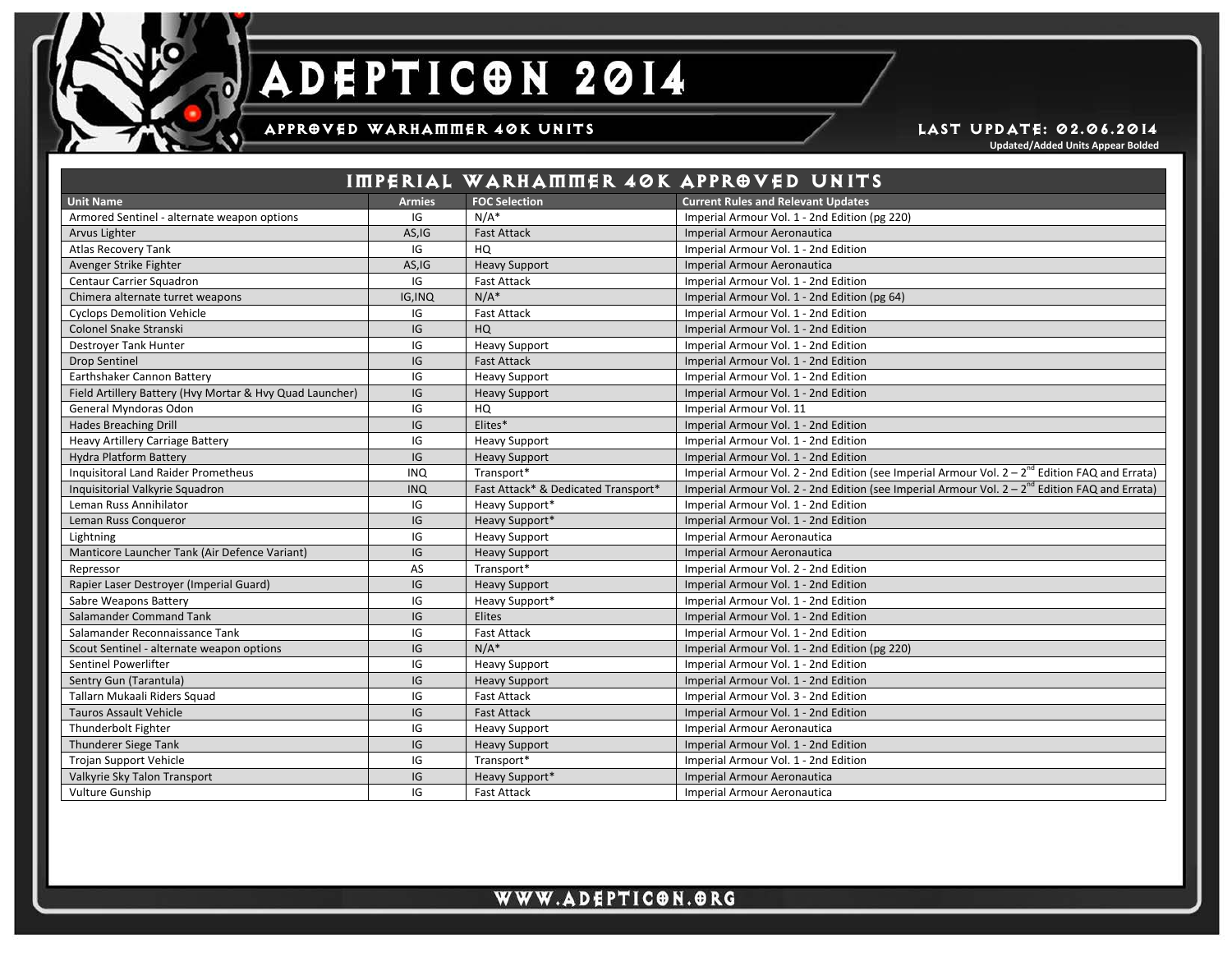# ADEPTICON 2014

## APPROVED WARHAMMER 40K UNITS

**LAST UPDATE: 02.06.2014**

**Updated/Added Units Appear Bolded**

## IMPERIAL WARHAMMER 40K APPROVED UNITS

| Unit Name | Armies | FOC Selection | Current Rules and Relevant Updates |
|---|---|---|---|
| Armored Sentinel - alternate weapon options | IG | N/A* | Imperial Armour Vol. 1 - 2nd Edition (pg 220) |
| Arvus Lighter | AS,IG | Fast Attack | Imperial Armour Aeronautica |
| Atlas Recovery Tank | IG | HQ | Imperial Armour Vol. 1 - 2nd Edition |
| Avenger Strike Fighter | AS,IG | Heavy Support | Imperial Armour Aeronautica |
| Centaur Carrier Squadron | IG | Fast Attack | Imperial Armour Vol. 1 - 2nd Edition |
| Chimera alternate turret weapons | IG,INQ | N/A* | Imperial Armour Vol. 1 - 2nd Edition (pg 64) |
| Cyclops Demolition Vehicle | IG | Fast Attack | Imperial Armour Vol. 1 - 2nd Edition |
| Colonel Snake Stranski | IG | HQ | Imperial Armour Vol. 1 - 2nd Edition |
| Destroyer Tank Hunter | IG | Heavy Support | Imperial Armour Vol. 1 - 2nd Edition |
| Drop Sentinel | IG | Fast Attack | Imperial Armour Vol. 1 - 2nd Edition |
| Earthshaker Cannon Battery | IG | Heavy Support | Imperial Armour Vol. 1 - 2nd Edition |
| Field Artillery Battery (Hvy Mortar & Hvy Quad Launcher) | IG | Heavy Support | Imperial Armour Vol. 1 - 2nd Edition |
| General Myndoras Odon | IG | HQ | Imperial Armour Vol. 11 |
| Hades Breaching Drill | IG | Elites* | Imperial Armour Vol. 1 - 2nd Edition |
| Heavy Artillery Carriage Battery | IG | Heavy Support | Imperial Armour Vol. 1 - 2nd Edition |
| Hydra Platform Battery | IG | Heavy Support | Imperial Armour Vol. 1 - 2nd Edition |
| Inquisitoral Land Raider Prometheus | INQ | Transport* | Imperial Armour Vol. 2 - 2nd Edition (see Imperial Armour Vol. 2 – 2nd Edition FAQ and Errata) |
| Inquisitorial Valkyrie Squadron | INQ | Fast Attack* & Dedicated Transport* | Imperial Armour Vol. 2 - 2nd Edition (see Imperial Armour Vol. 2 – 2nd Edition FAQ and Errata) |
| Leman Russ Annihilator | IG | Heavy Support* | Imperial Armour Vol. 1 - 2nd Edition |
| Leman Russ Conqueror | IG | Heavy Support* | Imperial Armour Vol. 1 - 2nd Edition |
| Lightning | IG | Heavy Support | Imperial Armour Aeronautica |
| Manticore Launcher Tank (Air Defence Variant) | IG | Heavy Support | Imperial Armour Aeronautica |
| Repressor | AS | Transport* | Imperial Armour Vol. 2 - 2nd Edition |
| Rapier Laser Destroyer (Imperial Guard) | IG | Heavy Support | Imperial Armour Vol. 1 - 2nd Edition |
| Sabre Weapons Battery | IG | Heavy Support* | Imperial Armour Vol. 1 - 2nd Edition |
| Salamander Command Tank | IG | Elites | Imperial Armour Vol. 1 - 2nd Edition |
| Salamander Reconnaissance Tank | IG | Fast Attack | Imperial Armour Vol. 1 - 2nd Edition |
| Scout Sentinel - alternate weapon options | IG | N/A* | Imperial Armour Vol. 1 - 2nd Edition (pg 220) |
| Sentinel Powerlifter | IG | Heavy Support | Imperial Armour Vol. 1 - 2nd Edition |
| Sentry Gun (Tarantula) | IG | Heavy Support | Imperial Armour Vol. 1 - 2nd Edition |
| Tallarn Mukaali Riders Squad | IG | Fast Attack | Imperial Armour Vol. 3 - 2nd Edition |
| Tauros Assault Vehicle | IG | Fast Attack | Imperial Armour Vol. 1 - 2nd Edition |
| Thunderbolt Fighter | IG | Heavy Support | Imperial Armour Aeronautica |
| Thunderer Siege Tank | IG | Heavy Support | Imperial Armour Vol. 1 - 2nd Edition |
| Trojan Support Vehicle | IG | Transport* | Imperial Armour Vol. 1 - 2nd Edition |
| Valkyrie Sky Talon Transport | IG | Heavy Support* | Imperial Armour Aeronautica |
| Vulture Gunship | IG | Fast Attack | Imperial Armour Aeronautica |

WWW.ADEPTICON.ORG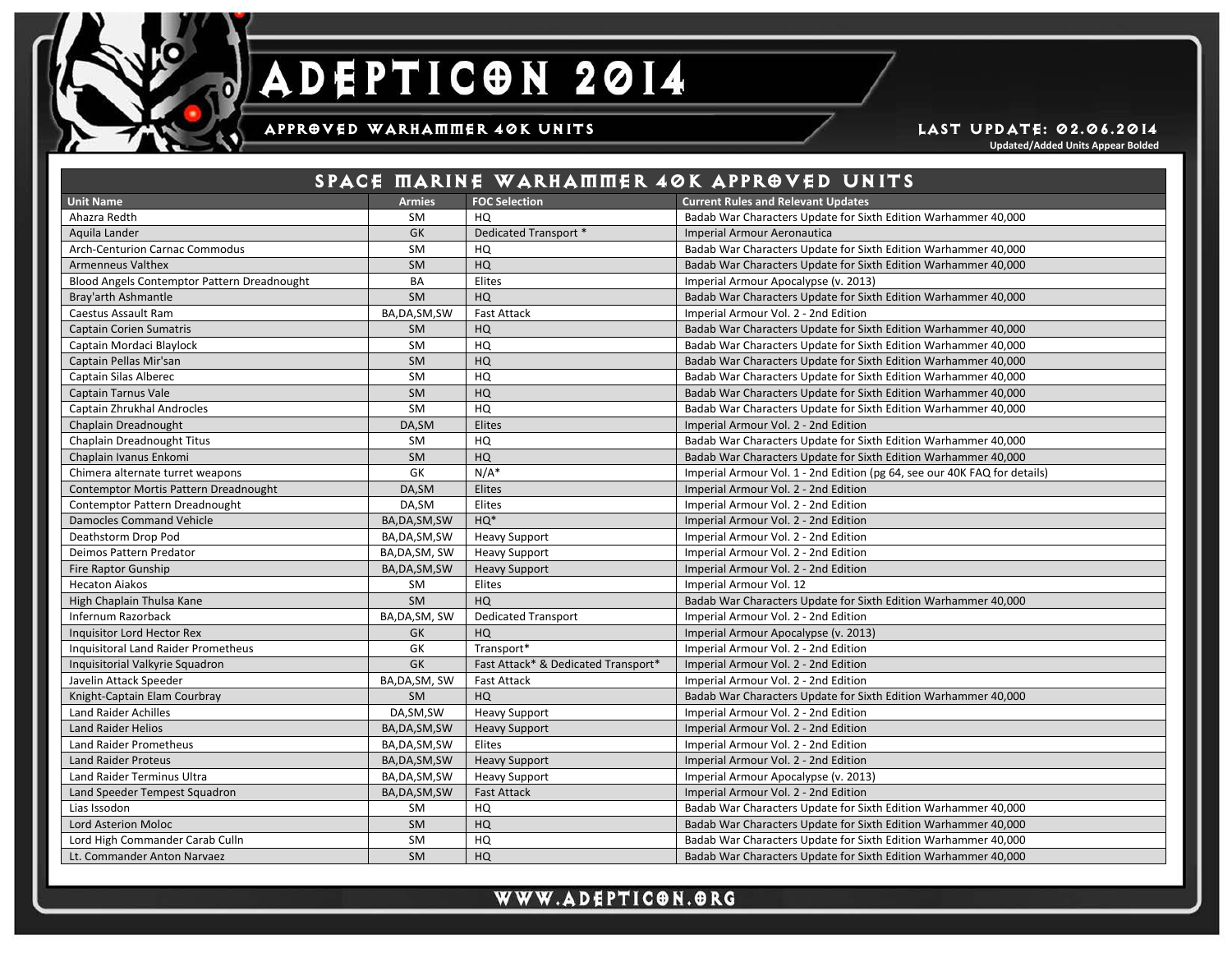# ADEPTICON 2014

## APPROVED WARHAMMER 40K UNITS

**LAST UPDATE: 02.06.2014**

**Updated/Added Units Appear Bolded**

## SPACE MARINE WARHAMMER 40K APPROVED UNITS

| Unit Name | Armies | FOC Selection | Current Rules and Relevant Updates |
|---|---|---|---|
| Ahazra Redth | SM | HQ | Badab War Characters Update for Sixth Edition Warhammer 40,000 |
| Aquila Lander | GK | Dedicated Transport * | Imperial Armour Aeronautica |
| Arch-Centurion Carnac Commodus | SM | HQ | Badab War Characters Update for Sixth Edition Warhammer 40,000 |
| Armenneus Valthex | SM | HQ | Badab War Characters Update for Sixth Edition Warhammer 40,000 |
| Blood Angels Contemptor Pattern Dreadnought | BA | Elites | Imperial Armour Apocalypse (v. 2013) |
| Bray'arth Ashmantle | SM | HQ | Badab War Characters Update for Sixth Edition Warhammer 40,000 |
| Caestus Assault Ram | BA,DA,SM,SW | Fast Attack | Imperial Armour Vol. 2 - 2nd Edition |
| Captain Corien Sumatris | SM | HQ | Badab War Characters Update for Sixth Edition Warhammer 40,000 |
| Captain Mordaci Blaylock | SM | HQ | Badab War Characters Update for Sixth Edition Warhammer 40,000 |
| Captain Pellas Mir'san | SM | HQ | Badab War Characters Update for Sixth Edition Warhammer 40,000 |
| Captain Silas Alberec | SM | HQ | Badab War Characters Update for Sixth Edition Warhammer 40,000 |
| Captain Tarnus Vale | SM | HQ | Badab War Characters Update for Sixth Edition Warhammer 40,000 |
| Captain Zhrukhal Androcles | SM | HQ | Badab War Characters Update for Sixth Edition Warhammer 40,000 |
| Chaplain Dreadnought | DA,SM | Elites | Imperial Armour Vol. 2 - 2nd Edition |
| Chaplain Dreadnought Titus | SM | HQ | Badab War Characters Update for Sixth Edition Warhammer 40,000 |
| Chaplain Ivanus Enkomi | SM | HQ | Badab War Characters Update for Sixth Edition Warhammer 40,000 |
| Chimera alternate turret weapons | GK | N/A* | Imperial Armour Vol. 1 - 2nd Edition (pg 64, see our 40K FAQ for details) |
| Contemptor Mortis Pattern Dreadnought | DA,SM | Elites | Imperial Armour Vol. 2 - 2nd Edition |
| Contemptor Pattern Dreadnought | DA,SM | Elites | Imperial Armour Vol. 2 - 2nd Edition |
| Damocles Command Vehicle | BA,DA,SM,SW | HQ* | Imperial Armour Vol. 2 - 2nd Edition |
| Deathstorm Drop Pod | BA,DA,SM,SW | Heavy Support | Imperial Armour Vol. 2 - 2nd Edition |
| Deimos Pattern Predator | BA,DA,SM, SW | Heavy Support | Imperial Armour Vol. 2 - 2nd Edition |
| Fire Raptor Gunship | BA,DA,SM,SW | Heavy Support | Imperial Armour Vol. 2 - 2nd Edition |
| Hecaton Aiakos | SM | Elites | Imperial Armour Vol. 12 |
| High Chaplain Thulsa Kane | SM | HQ | Badab War Characters Update for Sixth Edition Warhammer 40,000 |
| Infernum Razorback | BA,DA,SM, SW | Dedicated Transport | Imperial Armour Vol. 2 - 2nd Edition |
| Inquisitor Lord Hector Rex | GK | HQ | Imperial Armour Apocalypse (v. 2013) |
| Inquisitoral Land Raider Prometheus | GK | Transport* | Imperial Armour Vol. 2 - 2nd Edition |
| Inquisitorial Valkyrie Squadron | GK | Fast Attack* & Dedicated Transport* | Imperial Armour Vol. 2 - 2nd Edition |
| Javelin Attack Speeder | BA,DA,SM, SW | Fast Attack | Imperial Armour Vol. 2 - 2nd Edition |
| Knight-Captain Elam Courbray | SM | HQ | Badab War Characters Update for Sixth Edition Warhammer 40,000 |
| Land Raider Achilles | DA,SM,SW | Heavy Support | Imperial Armour Vol. 2 - 2nd Edition |
| Land Raider Helios | BA,DA,SM,SW | Heavy Support | Imperial Armour Vol. 2 - 2nd Edition |
| Land Raider Prometheus | BA,DA,SM,SW | Elites | Imperial Armour Vol. 2 - 2nd Edition |
| Land Raider Proteus | BA,DA,SM,SW | Heavy Support | Imperial Armour Vol. 2 - 2nd Edition |
| Land Raider Terminus Ultra | BA,DA,SM,SW | Heavy Support | Imperial Armour Apocalypse (v. 2013) |
| Land Speeder Tempest Squadron | BA,DA,SM,SW | Fast Attack | Imperial Armour Vol. 2 - 2nd Edition |
| Lias Issodon | SM | HQ | Badab War Characters Update for Sixth Edition Warhammer 40,000 |
| Lord Asterion Moloc | SM | HQ | Badab War Characters Update for Sixth Edition Warhammer 40,000 |
| Lord High Commander Carab Culln | SM | HQ | Badab War Characters Update for Sixth Edition Warhammer 40,000 |
| Lt. Commander Anton Narvaez | SM | HQ | Badab War Characters Update for Sixth Edition Warhammer 40,000 |

WWW.ADEPTICON.ORG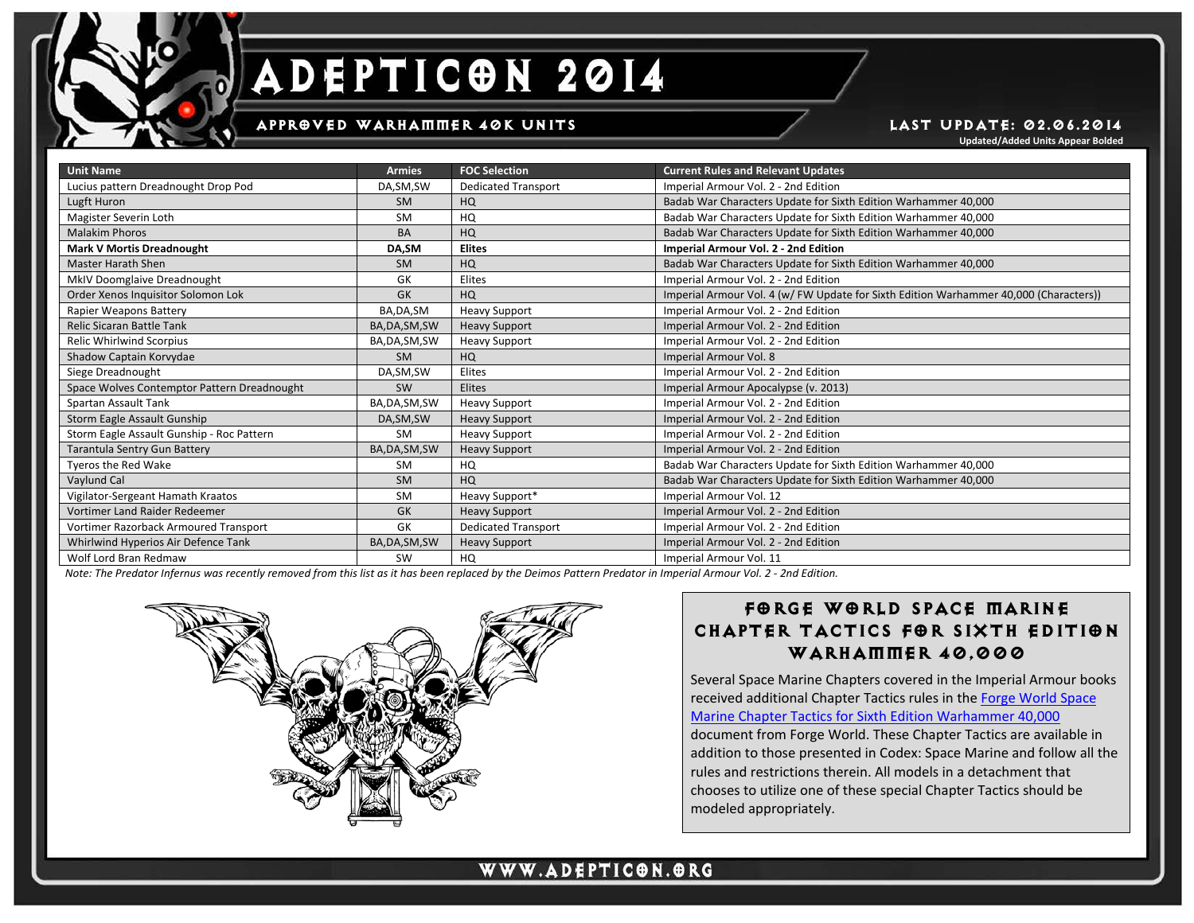# ADEPTICON 2014

## APPROVED WARHAMMER 40K UNITS

**LAST UPDATE: 02.06.2014**
**Updated/Added Units Appear Bolded**

| Unit Name | Armies | FOC Selection | Current Rules and Relevant Updates |
|---|---|---|---|
| Lucius pattern Dreadnought Drop Pod | DA,SM,SW | Dedicated Transport | Imperial Armour Vol. 2 - 2nd Edition |
| Lugft Huron | SM | HQ | Badab War Characters Update for Sixth Edition Warhammer 40,000 |
| Magister Severin Loth | SM | HQ | Badab War Characters Update for Sixth Edition Warhammer 40,000 |
| Malakim Phoros | BA | HQ | Badab War Characters Update for Sixth Edition Warhammer 40,000 |
| **Mark V Mortis Dreadnought** | **DA,SM** | **Elites** | **Imperial Armour Vol. 2 - 2nd Edition** |
| Master Harath Shen | SM | HQ | Badab War Characters Update for Sixth Edition Warhammer 40,000 |
| MkIV Doomglaive Dreadnought | GK | Elites | Imperial Armour Vol. 2 - 2nd Edition |
| Order Xenos Inquisitor Solomon Lok | GK | HQ | Imperial Armour Vol. 4 (w/ FW Update for Sixth Edition Warhammer 40,000 (Characters)) |
| Rapier Weapons Battery | BA,DA,SM | Heavy Support | Imperial Armour Vol. 2 - 2nd Edition |
| Relic Sicaran Battle Tank | BA,DA,SM,SW | Heavy Support | Imperial Armour Vol. 2 - 2nd Edition |
| Relic Whirlwind Scorpius | BA,DA,SM,SW | Heavy Support | Imperial Armour Vol. 2 - 2nd Edition |
| Shadow Captain Korvydae | SM | HQ | Imperial Armour Vol. 8 |
| Siege Dreadnought | DA,SM,SW | Elites | Imperial Armour Vol. 2 - 2nd Edition |
| Space Wolves Contemptor Pattern Dreadnought | SW | Elites | Imperial Armour Apocalypse (v. 2013) |
| Spartan Assault Tank | BA,DA,SM,SW | Heavy Support | Imperial Armour Vol. 2 - 2nd Edition |
| Storm Eagle Assault Gunship | DA,SM,SW | Heavy Support | Imperial Armour Vol. 2 - 2nd Edition |
| Storm Eagle Assault Gunship - Roc Pattern | SM | Heavy Support | Imperial Armour Vol. 2 - 2nd Edition |
| Tarantula Sentry Gun Battery | BA,DA,SM,SW | Heavy Support | Imperial Armour Vol. 2 - 2nd Edition |
| Tyeros the Red Wake | SM | HQ | Badab War Characters Update for Sixth Edition Warhammer 40,000 |
| Vaylund Cal | SM | HQ | Badab War Characters Update for Sixth Edition Warhammer 40,000 |
| Vigilator-Sergeant Hamath Kraatos | SM | Heavy Support* | Imperial Armour Vol. 12 |
| Vortimer Land Raider Redeemer | GK | Heavy Support | Imperial Armour Vol. 2 - 2nd Edition |
| Vortimer Razorback Armoured Transport | GK | Dedicated Transport | Imperial Armour Vol. 2 - 2nd Edition |
| Whirlwind Hyperios Air Defence Tank | BA,DA,SM,SW | Heavy Support | Imperial Armour Vol. 2 - 2nd Edition |
| Wolf Lord Bran Redmaw | SW | HQ | Imperial Armour Vol. 11 |

*Note: The Predator Infernus was recently removed from this list as it has been replaced by the Deimos Pattern Predator in Imperial Armour Vol. 2 - 2nd Edition.*

### FORGE WORLD SPACE MARINE CHAPTER TACTICS FOR SIXTH EDITION WARHAMMER 40,000

Several Space Marine Chapters covered in the Imperial Armour books received additional Chapter Tactics rules in the Forge World Space Marine Chapter Tactics for Sixth Edition Warhammer 40,000 document from Forge World. These Chapter Tactics are available in addition to those presented in Codex: Space Marine and follow all the rules and restrictions therein. All models in a detachment that chooses to utilize one of these special Chapter Tactics should be modeled appropriately.

WWW.ADEPTICON.ORG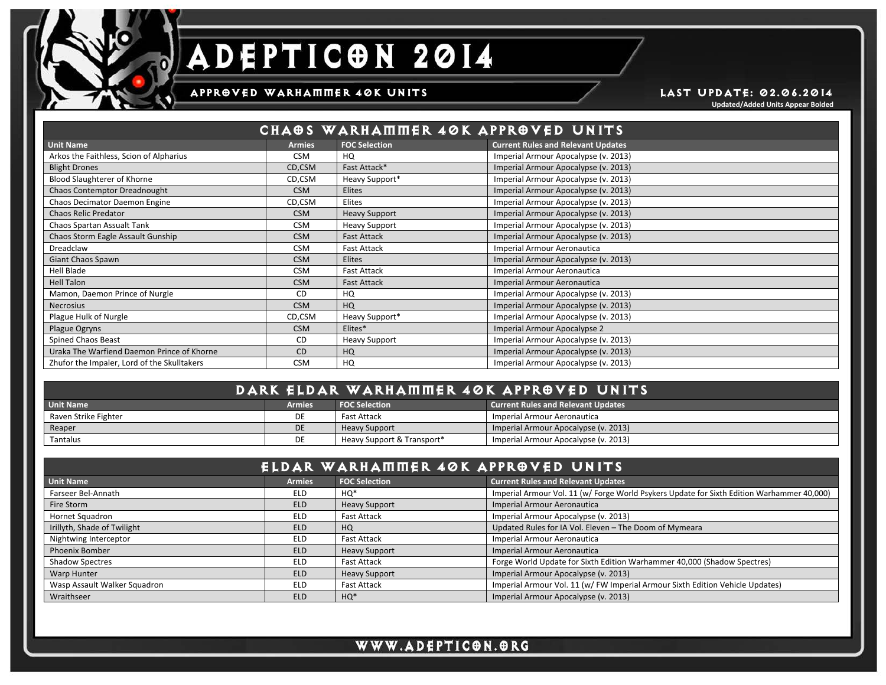# ADEPTICON 2014

## APPROVED WARHAMMER 40K UNITS

LAST UPDATE: 02.06.2014

Updated/Added Units Appear Bolded

## CHAOS WARHAMMER 40K APPROVED UNITS

| Unit Name | Armies | FOC Selection | Current Rules and Relevant Updates |
|---|---|---|---|
| Arkos the Faithless, Scion of Alpharius | CSM | HQ | Imperial Armour Apocalypse (v. 2013) |
| Blight Drones | CD,CSM | Fast Attack* | Imperial Armour Apocalypse (v. 2013) |
| Blood Slaughterer of Khorne | CD,CSM | Heavy Support* | Imperial Armour Apocalypse (v. 2013) |
| Chaos Contemptor Dreadnought | CSM | Elites | Imperial Armour Apocalypse (v. 2013) |
| Chaos Decimator Daemon Engine | CD,CSM | Elites | Imperial Armour Apocalypse (v. 2013) |
| Chaos Relic Predator | CSM | Heavy Support | Imperial Armour Apocalypse (v. 2013) |
| Chaos Spartan Assault Tank | CSM | Heavy Support | Imperial Armour Apocalypse (v. 2013) |
| Chaos Storm Eagle Assault Gunship | CSM | Fast Attack | Imperial Armour Apocalypse (v. 2013) |
| Dreadclaw | CSM | Fast Attack | Imperial Armour Aeronautica |
| Giant Chaos Spawn | CSM | Elites | Imperial Armour Apocalypse (v. 2013) |
| Hell Blade | CSM | Fast Attack | Imperial Armour Aeronautica |
| Hell Talon | CSM | Fast Attack | Imperial Armour Aeronautica |
| Mamon, Daemon Prince of Nurgle | CD | HQ | Imperial Armour Apocalypse (v. 2013) |
| Necrosius | CSM | HQ | Imperial Armour Apocalypse (v. 2013) |
| Plague Hulk of Nurgle | CD,CSM | Heavy Support* | Imperial Armour Apocalypse (v. 2013) |
| Plague Ogryns | CSM | Elites* | Imperial Armour Apocalypse 2 |
| Spined Chaos Beast | CD | Heavy Support | Imperial Armour Apocalypse (v. 2013) |
| Uraka The Warfiend Daemon Prince of Khorne | CD | HQ | Imperial Armour Apocalypse (v. 2013) |
| Zhufor the Impaler, Lord of the Skulltakers | CSM | HQ | Imperial Armour Apocalypse (v. 2013) |

## DARK ELDAR WARHAMMER 40K APPROVED UNITS

| Unit Name | Armies | FOC Selection | Current Rules and Relevant Updates |
|---|---|---|---|
| Raven Strike Fighter | DE | Fast Attack | Imperial Armour Aeronautica |
| Reaper | DE | Heavy Support | Imperial Armour Apocalypse (v. 2013) |
| Tantalus | DE | Heavy Support & Transport* | Imperial Armour Apocalypse (v. 2013) |

## ELDAR WARHAMMER 40K APPROVED UNITS

| Unit Name | Armies | FOC Selection | Current Rules and Relevant Updates |
|---|---|---|---|
| Farseer Bel-Annath | ELD | HQ* | Imperial Armour Vol. 11 (w/ Forge World Psykers Update for Sixth Edition Warhammer 40,000) |
| Fire Storm | ELD | Heavy Support | Imperial Armour Aeronautica |
| Hornet Squadron | ELD | Fast Attack | Imperial Armour Apocalypse (v. 2013) |
| Irillyth, Shade of Twilight | ELD | HQ | Updated Rules for IA Vol. Eleven – The Doom of Mymeara |
| Nightwing Interceptor | ELD | Fast Attack | Imperial Armour Aeronautica |
| Phoenix Bomber | ELD | Heavy Support | Imperial Armour Aeronautica |
| Shadow Spectres | ELD | Fast Attack | Forge World Update for Sixth Edition Warhammer 40,000 (Shadow Spectres) |
| Warp Hunter | ELD | Heavy Support | Imperial Armour Apocalypse (v. 2013) |
| Wasp Assault Walker Squadron | ELD | Fast Attack | Imperial Armour Vol. 11 (w/ FW Imperial Armour Sixth Edition Vehicle Updates) |
| Wraithseer | ELD | HQ* | Imperial Armour Apocalypse (v. 2013) |

WWW.ADEPTICON.ORG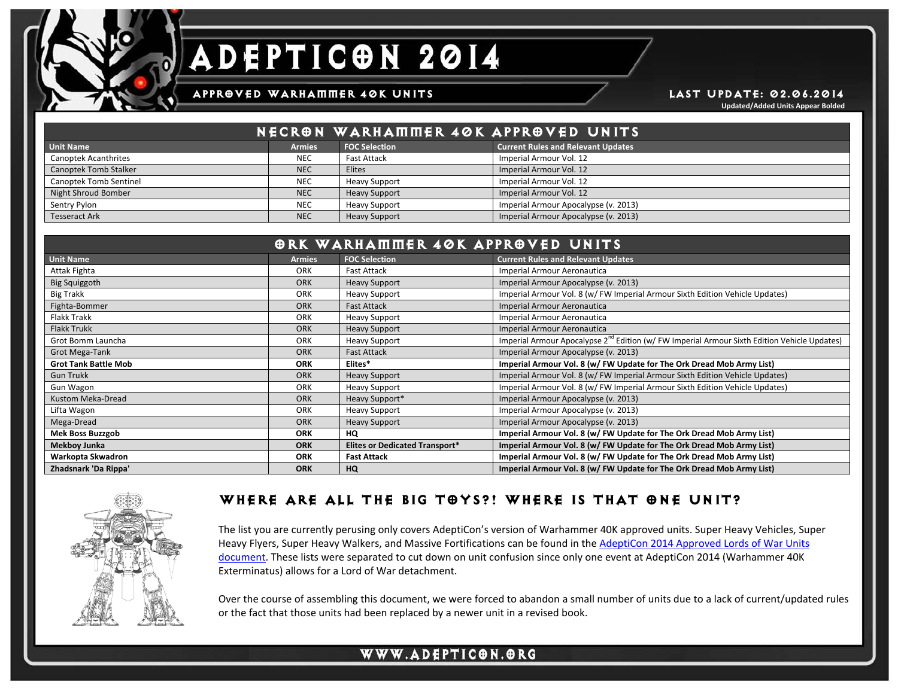# ADEPTICON 2014

## APPROVED WARHAMMER 40K UNITS

**LAST UPDATE: 02.06.2014**

**Updated/Added Units Appear Bolded**

## NECRON WARHAMMER 40K APPROVED UNITS

| Unit Name | Armies | FOC Selection | Current Rules and Relevant Updates |
|---|---|---|---|
| Canoptek Acanthrites | NEC | Fast Attack | Imperial Armour Vol. 12 |
| Canoptek Tomb Stalker | NEC | Elites | Imperial Armour Vol. 12 |
| Canoptek Tomb Sentinel | NEC | Heavy Support | Imperial Armour Vol. 12 |
| Night Shroud Bomber | NEC | Heavy Support | Imperial Armour Vol. 12 |
| Sentry Pylon | NEC | Heavy Support | Imperial Armour Apocalypse (v. 2013) |
| Tesseract Ark | NEC | Heavy Support | Imperial Armour Apocalypse (v. 2013) |

## ORK WARHAMMER 40K APPROVED UNITS

| Unit Name | Armies | FOC Selection | Current Rules and Relevant Updates |
|---|---|---|---|
| Attak Fighta | ORK | Fast Attack | Imperial Armour Aeronautica |
| Big Squiggoth | ORK | Heavy Support | Imperial Armour Apocalypse (v. 2013) |
| Big Trakk | ORK | Heavy Support | Imperial Armour Vol. 8 (w/ FW Imperial Armour Sixth Edition Vehicle Updates) |
| Fighta-Bommer | ORK | Fast Attack | Imperial Armour Aeronautica |
| Flakk Trakk | ORK | Heavy Support | Imperial Armour Aeronautica |
| Flakk Trukk | ORK | Heavy Support | Imperial Armour Aeronautica |
| Grot Bomm Launcha | ORK | Heavy Support | Imperial Armour Apocalypse 2nd Edition (w/ FW Imperial Armour Sixth Edition Vehicle Updates) |
| Grot Mega-Tank | ORK | Fast Attack | Imperial Armour Apocalypse (v. 2013) |
| **Grot Tank Battle Mob** | **ORK** | **Elites*** | **Imperial Armour Vol. 8 (w/ FW Update for The Ork Dread Mob Army List)** |
| Gun Trukk | ORK | Heavy Support | Imperial Armour Vol. 8 (w/ FW Imperial Armour Sixth Edition Vehicle Updates) |
| Gun Wagon | ORK | Heavy Support | Imperial Armour Vol. 8 (w/ FW Imperial Armour Sixth Edition Vehicle Updates) |
| Kustom Meka-Dread | ORK | Heavy Support* | Imperial Armour Apocalypse (v. 2013) |
| Lifta Wagon | ORK | Heavy Support | Imperial Armour Apocalypse (v. 2013) |
| Mega-Dread | ORK | Heavy Support | Imperial Armour Apocalypse (v. 2013) |
| **Mek Boss Buzzgob** | **ORK** | **HQ** | **Imperial Armour Vol. 8 (w/ FW Update for The Ork Dread Mob Army List)** |
| **Mekboy Junka** | **ORK** | **Elites or Dedicated Transport*** | **Imperial Armour Vol. 8 (w/ FW Update for The Ork Dread Mob Army List)** |
| **Warkopta Skwadron** | **ORK** | **Fast Attack** | **Imperial Armour Vol. 8 (w/ FW Update for The Ork Dread Mob Army List)** |
| **Zhadsnark 'Da Rippa'** | **ORK** | **HQ** | **Imperial Armour Vol. 8 (w/ FW Update for The Ork Dread Mob Army List)** |

## WHERE ARE ALL THE BIG TOYS?! WHERE IS THAT ONE UNIT?

The list you are currently perusing only covers AdeptiCon's version of Warhammer 40K approved units. Super Heavy Vehicles, Super Heavy Flyers, Super Heavy Walkers, and Massive Fortifications can be found in the AdeptiCon 2014 Approved Lords of War Units document. These lists were separated to cut down on unit confusion since only one event at AdeptiCon 2014 (Warhammer 40K Exterminatus) allows for a Lord of War detachment.

Over the course of assembling this document, we were forced to abandon a small number of units due to a lack of current/updated rules or the fact that those units had been replaced by a newer unit in a revised book.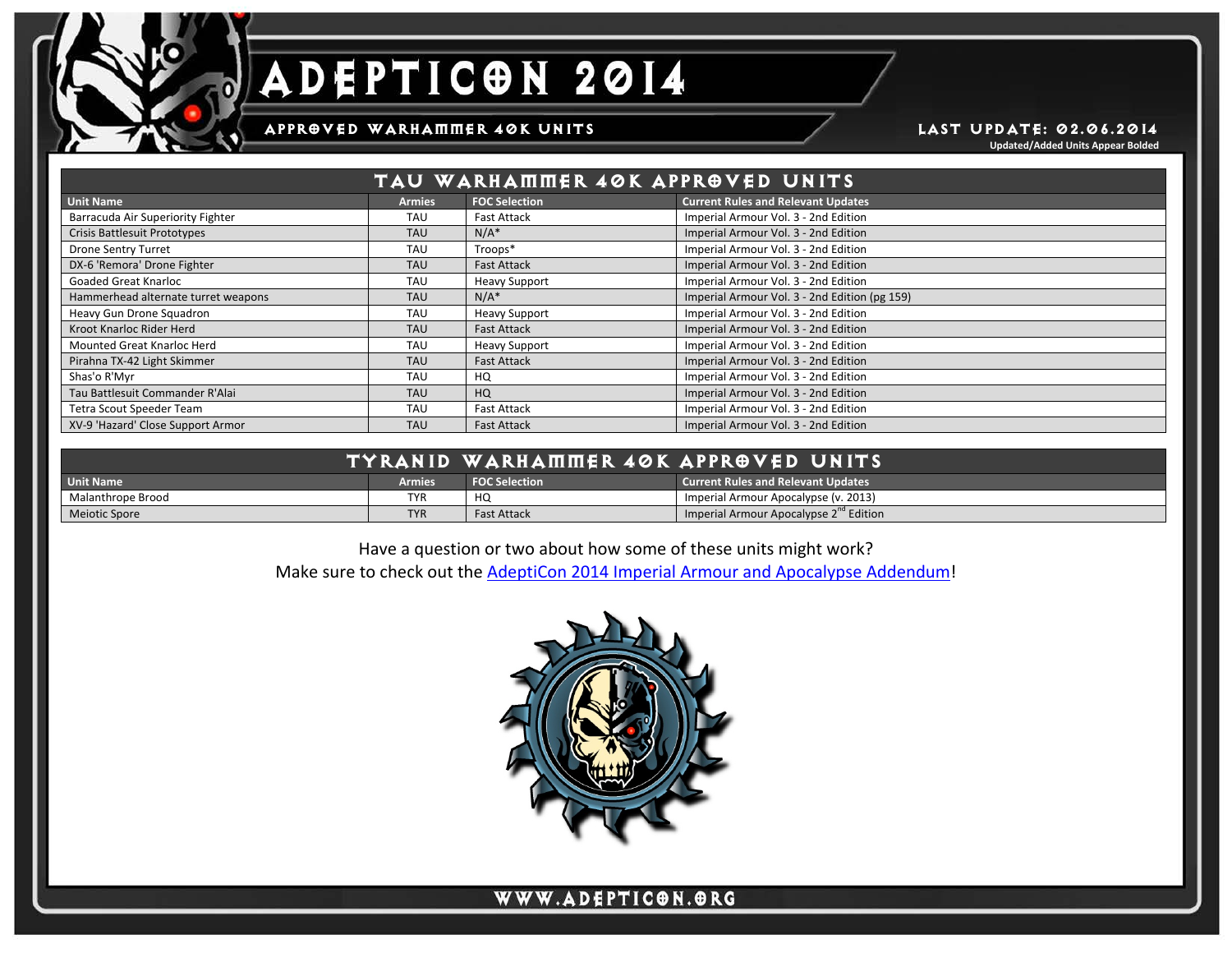# ADEPTICON 2014

## APPROVED WARHAMMER 40K UNITS

LAST UPDATE: 02.06.2014

**Updated/Added Units Appear Bolded**

### TAU WARHAMMER 40K APPROVED UNITS

| Unit Name | Armies | FOC Selection | Current Rules and Relevant Updates |
|---|---|---|---|
| Barracuda Air Superiority Fighter | TAU | Fast Attack | Imperial Armour Vol. 3 - 2nd Edition |
| Crisis Battlesuit Prototypes | TAU | N/A* | Imperial Armour Vol. 3 - 2nd Edition |
| Drone Sentry Turret | TAU | Troops* | Imperial Armour Vol. 3 - 2nd Edition |
| DX-6 'Remora' Drone Fighter | TAU | Fast Attack | Imperial Armour Vol. 3 - 2nd Edition |
| Goaded Great Knarloc | TAU | Heavy Support | Imperial Armour Vol. 3 - 2nd Edition |
| Hammerhead alternate turret weapons | TAU | N/A* | Imperial Armour Vol. 3 - 2nd Edition (pg 159) |
| Heavy Gun Drone Squadron | TAU | Heavy Support | Imperial Armour Vol. 3 - 2nd Edition |
| Kroot Knarloc Rider Herd | TAU | Fast Attack | Imperial Armour Vol. 3 - 2nd Edition |
| Mounted Great Knarloc Herd | TAU | Heavy Support | Imperial Armour Vol. 3 - 2nd Edition |
| Pirahna TX-42 Light Skimmer | TAU | Fast Attack | Imperial Armour Vol. 3 - 2nd Edition |
| Shas'o R'Myr | TAU | HQ | Imperial Armour Vol. 3 - 2nd Edition |
| Tau Battlesuit Commander R'Alai | TAU | HQ | Imperial Armour Vol. 3 - 2nd Edition |
| Tetra Scout Speeder Team | TAU | Fast Attack | Imperial Armour Vol. 3 - 2nd Edition |
| XV-9 'Hazard' Close Support Armor | TAU | Fast Attack | Imperial Armour Vol. 3 - 2nd Edition |

### TYRANID WARHAMMER 40K APPROVED UNITS

| Unit Name | Armies | FOC Selection | Current Rules and Relevant Updates |
|---|---|---|---|
| Malanthrope Brood | TYR | HQ | Imperial Armour Apocalypse (v. 2013) |
| Meiotic Spore | TYR | Fast Attack | Imperial Armour Apocalypse 2nd Edition |

Have a question or two about how some of these units might work?
Make sure to check out the AdeptiCon 2014 Imperial Armour and Apocalypse Addendum!

WWW.ADEPTICON.ORG